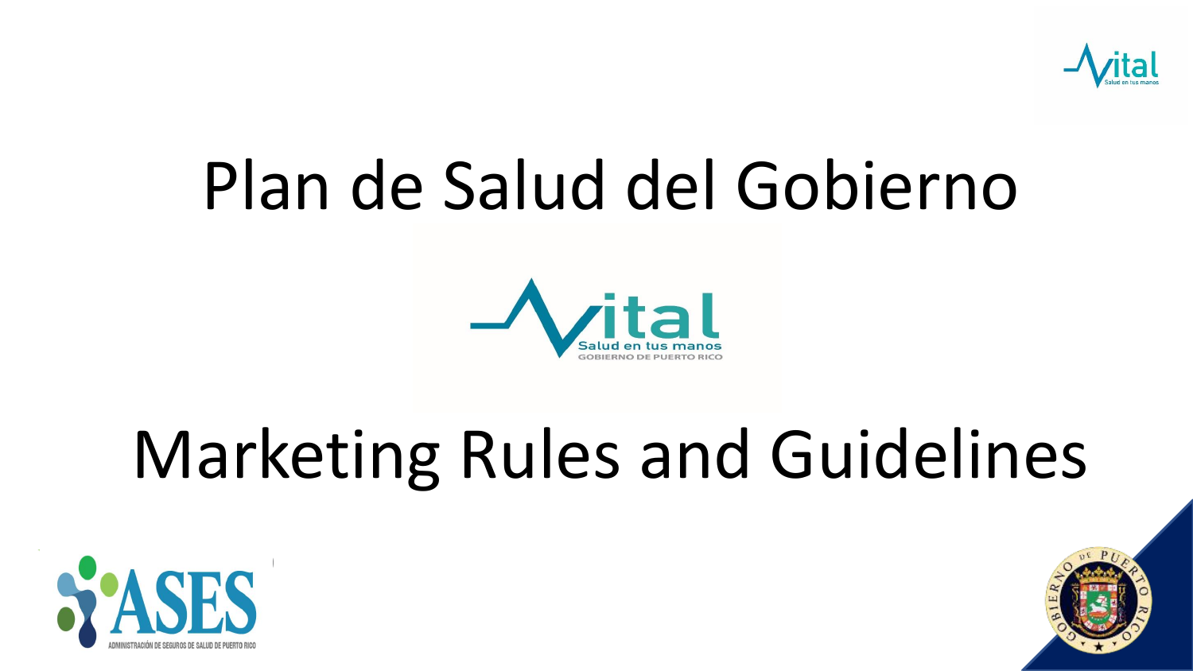# Plan de Salud del Gobierno

# Marketing Rules and Guidelines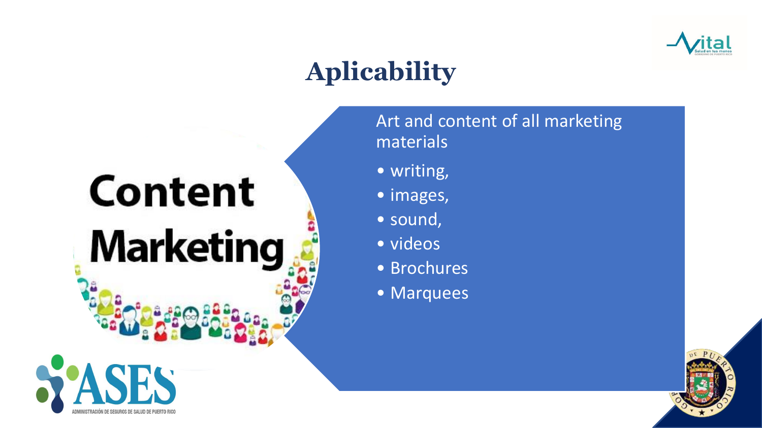# Aplicability

Art and content of all marketing materials

- writing,
- images,
- sound,
- videos
- Brochures
- Marquees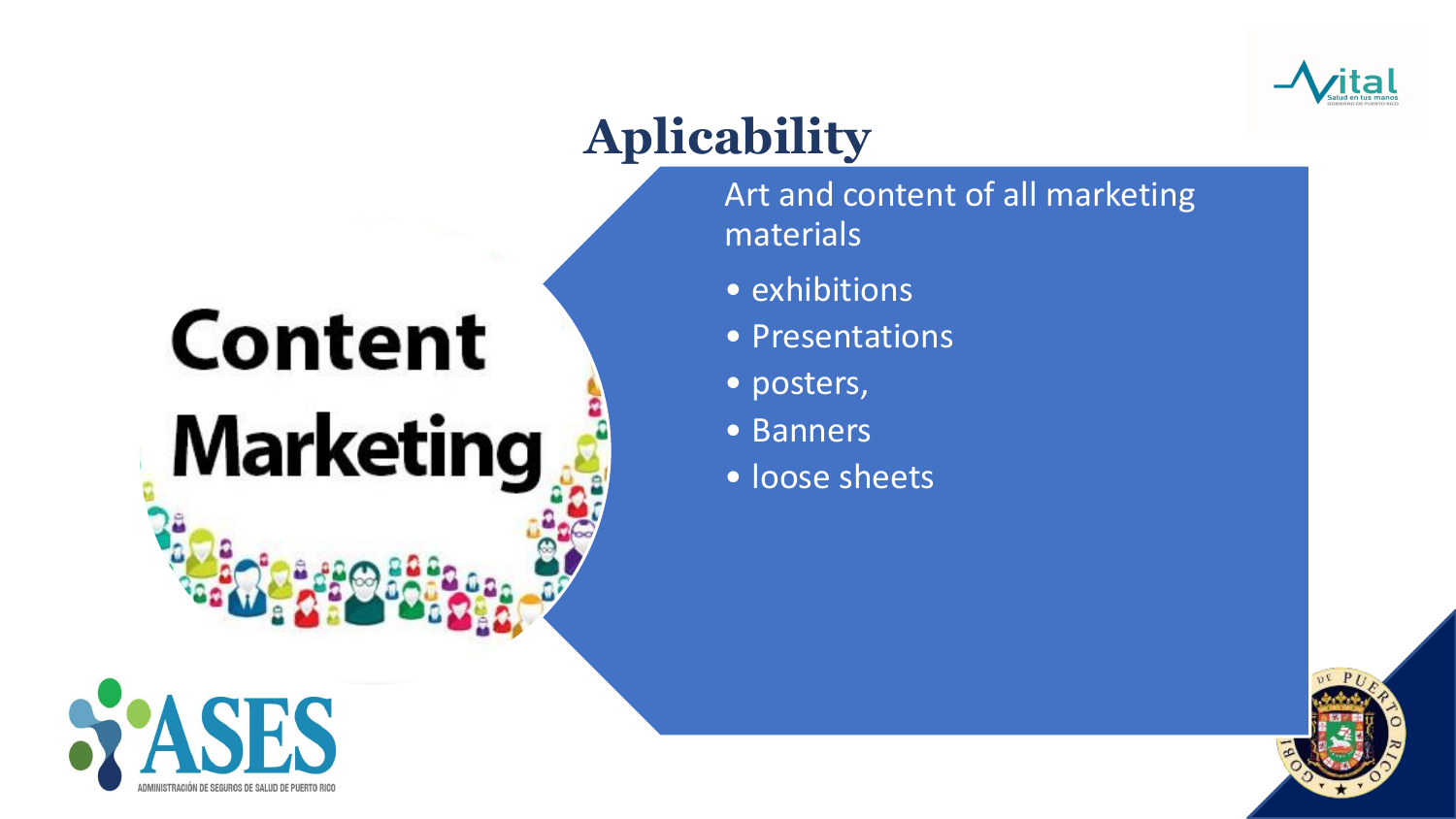# Aplicability

Art and content of all marketing materials

- exhibitions
- Presentations
- posters,
- Banners
- loose sheets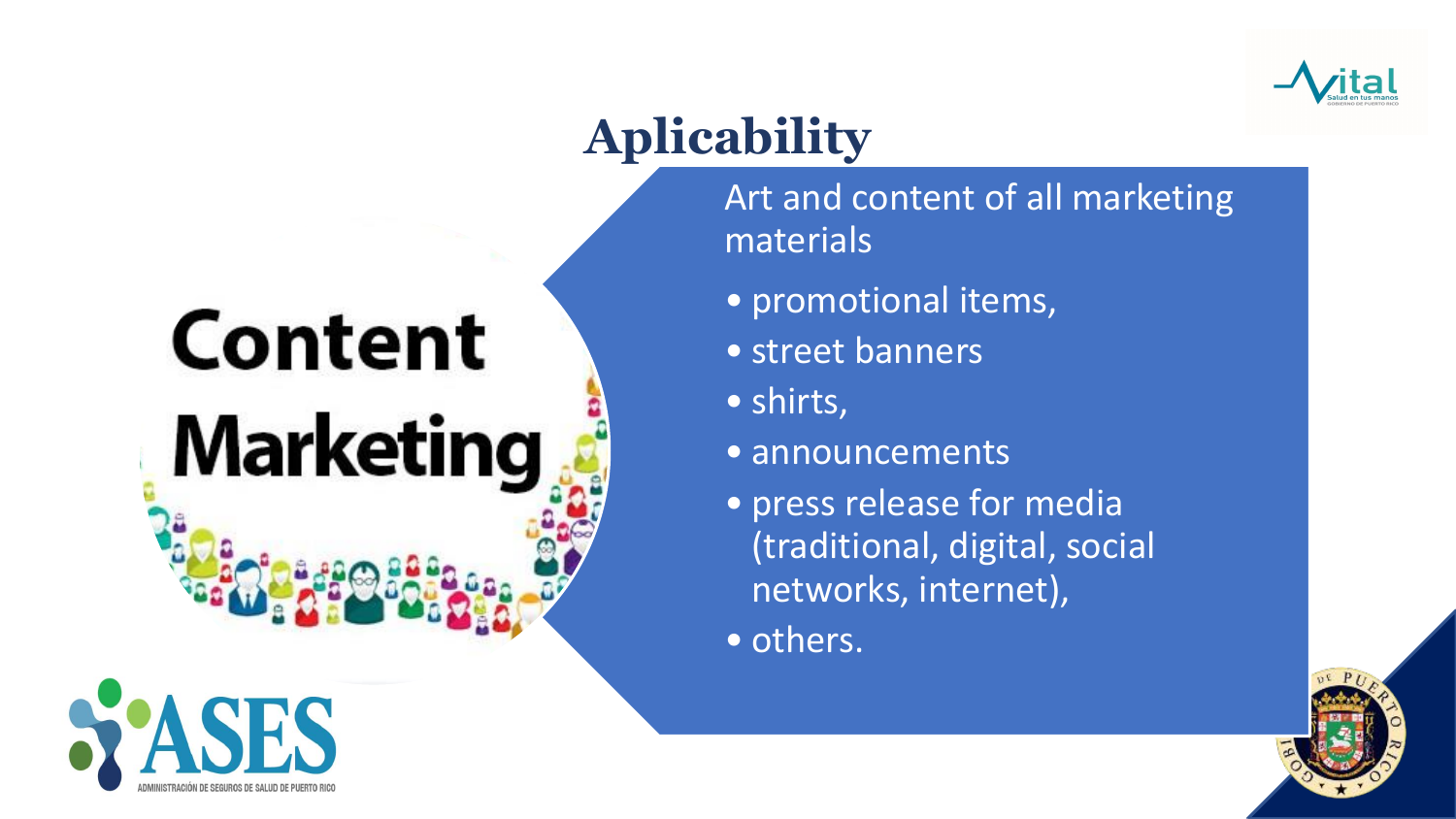# Aplicability

Art and content of all marketing materials

- promotional items,
- street banners
- shirts,
- announcements
- press release for media (traditional, digital, social networks, internet),
- others.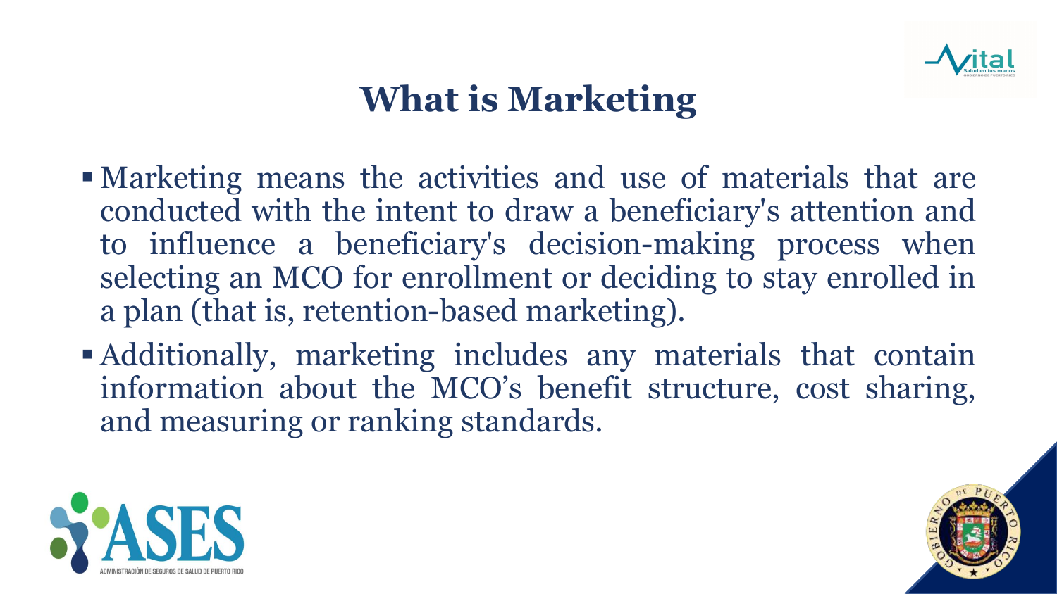# What is Marketing

- Marketing means the activities and use of materials that are conducted with the intent to draw a beneficiary's attention and to influence a beneficiary's decision-making process when selecting an MCO for enrollment or deciding to stay enrolled in a plan (that is, retention-based marketing).
- Additionally, marketing includes any materials that contain information about the MCO’s benefit structure, cost sharing, and measuring or ranking standards.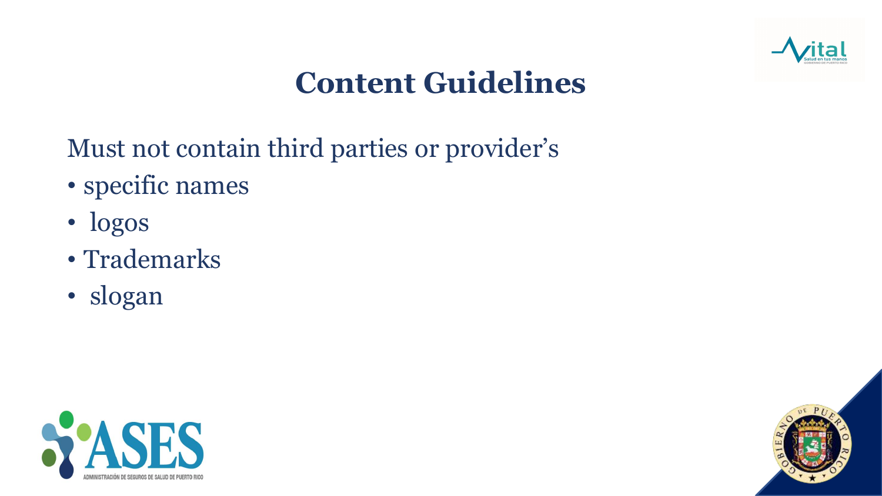# Content Guidelines

Must not contain third parties or provider's

- specific names
- logos
- Trademarks
- slogan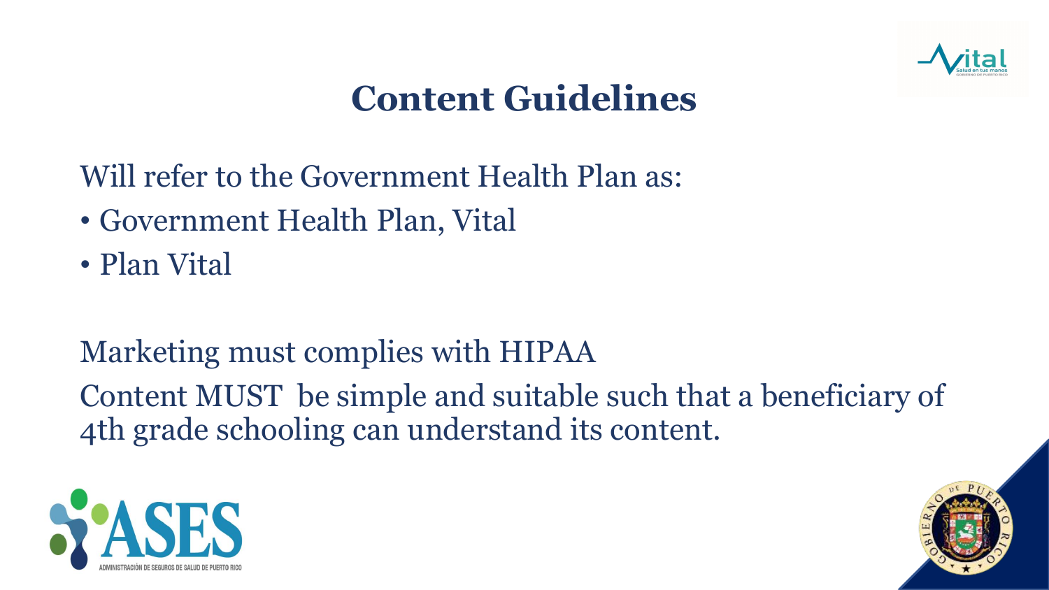# Content Guidelines

Will refer to the Government Health Plan as:

- Government Health Plan, Vital
- Plan Vital

Marketing must complies with HIPAA

Content MUST  be simple and suitable such that a beneficiary of 4th grade schooling can understand its content.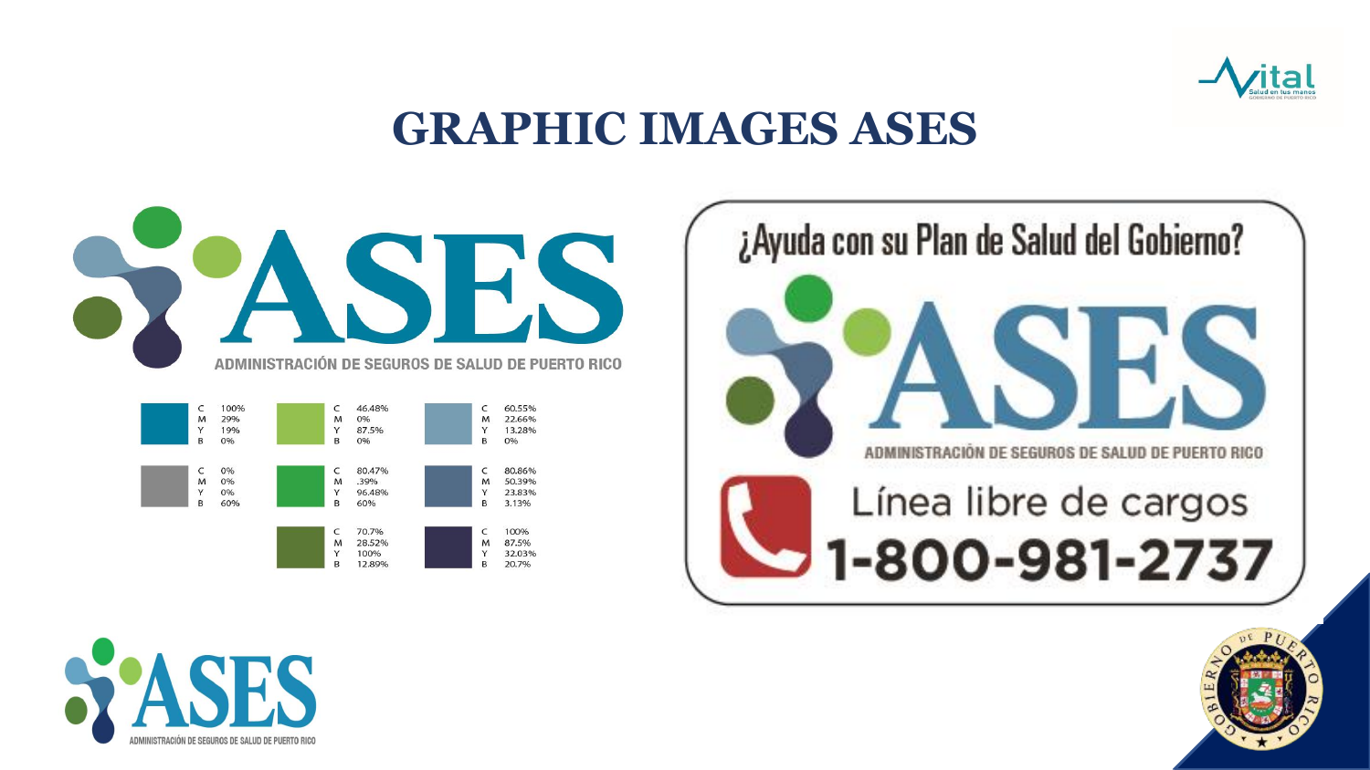# GRAPHIC IMAGES ASES

ASES

ADMINISTRACIÓN DE SEGUROS DE SALUD DE PUERTO RICO

| | | |
|---|---|---|
| C 100%<br>M 29%<br>Y 19%<br>B 0% | C 46.48%<br>M 0%<br>Y 87.5%<br>B 0% | C 60.55%<br>M 22.66%<br>Y 13.28%<br>B 0% |
| C 0%<br>M 0%<br>Y 0%<br>B 60% | C 80.47%<br>M .39%<br>Y 96.48%<br>B 60% | C 80.86%<br>M 50.39%<br>Y 23.83%<br>B 3.13% |
| | C 70.7%<br>M 28.52%<br>Y 100%<br>B 12.89% | C 100%<br>M 87.5%<br>Y 32.03%<br>B 20.7% |

¿Ayuda con su Plan de Salud del Gobierno?

ASES

ADMINISTRACIÓN DE SEGUROS DE SALUD DE PUERTO RICO

Línea libre de cargos

1-800-981-2737

ASES

ADMINISTRACIÓN DE SEGUROS DE SALUD DE PUERTO RICO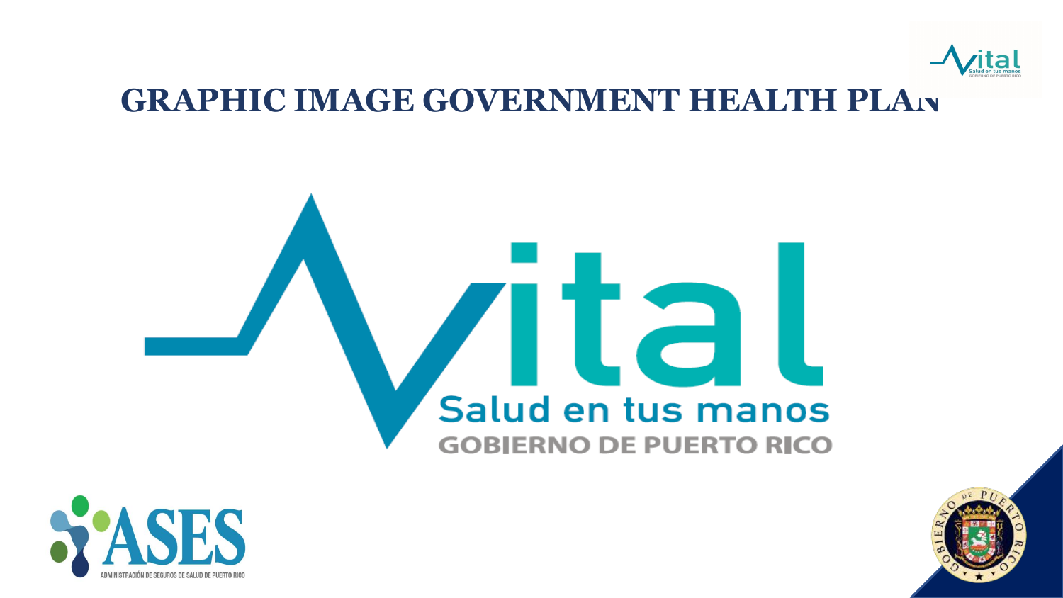# GRAPHIC IMAGE GOVERNMENT HEALTH PLAN

Vital

Salud en tus manos

GOBIERNO DE PUERTO RICO

ASES

ADMINISTRACIÓN DE SEGUROS DE SALUD DE PUERTO RICO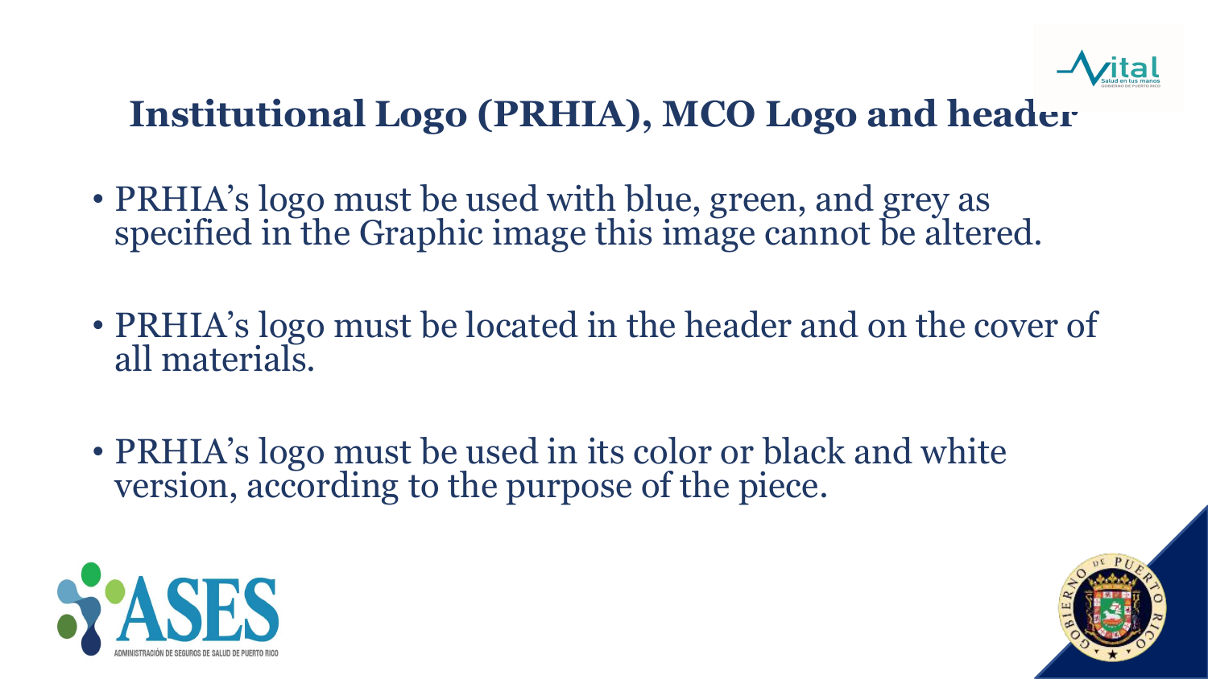# Institutional Logo (PRHIA), MCO Logo and header

- PRHIA's logo must be used with blue, green, and grey as specified in the Graphic image this image cannot be altered.

- PRHIA's logo must be located in the header and on the cover of all materials.

- PRHIA's logo must be used in its color or black and white version, according to the purpose of the piece.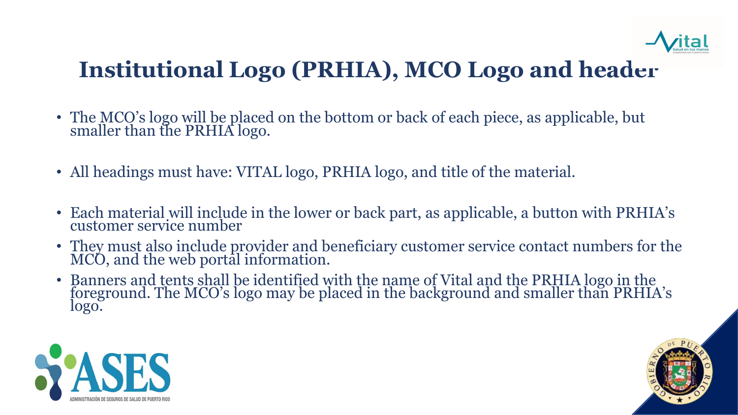# Institutional Logo (PRHIA), MCO Logo and header

- The MCO's logo will be placed on the bottom or back of each piece, as applicable, but smaller than the PRHIA logo.
- All headings must have: VITAL logo, PRHIA logo, and title of the material.
- Each material will include in the lower or back part, as applicable, a button with PRHIA's customer service number
- They must also include provider and beneficiary customer service contact numbers for the MCO, and the web portal information.
- Banners and tents shall be identified with the name of Vital and the PRHIA logo in the foreground. The MCO's logo may be placed in the background and smaller than PRHIA's logo.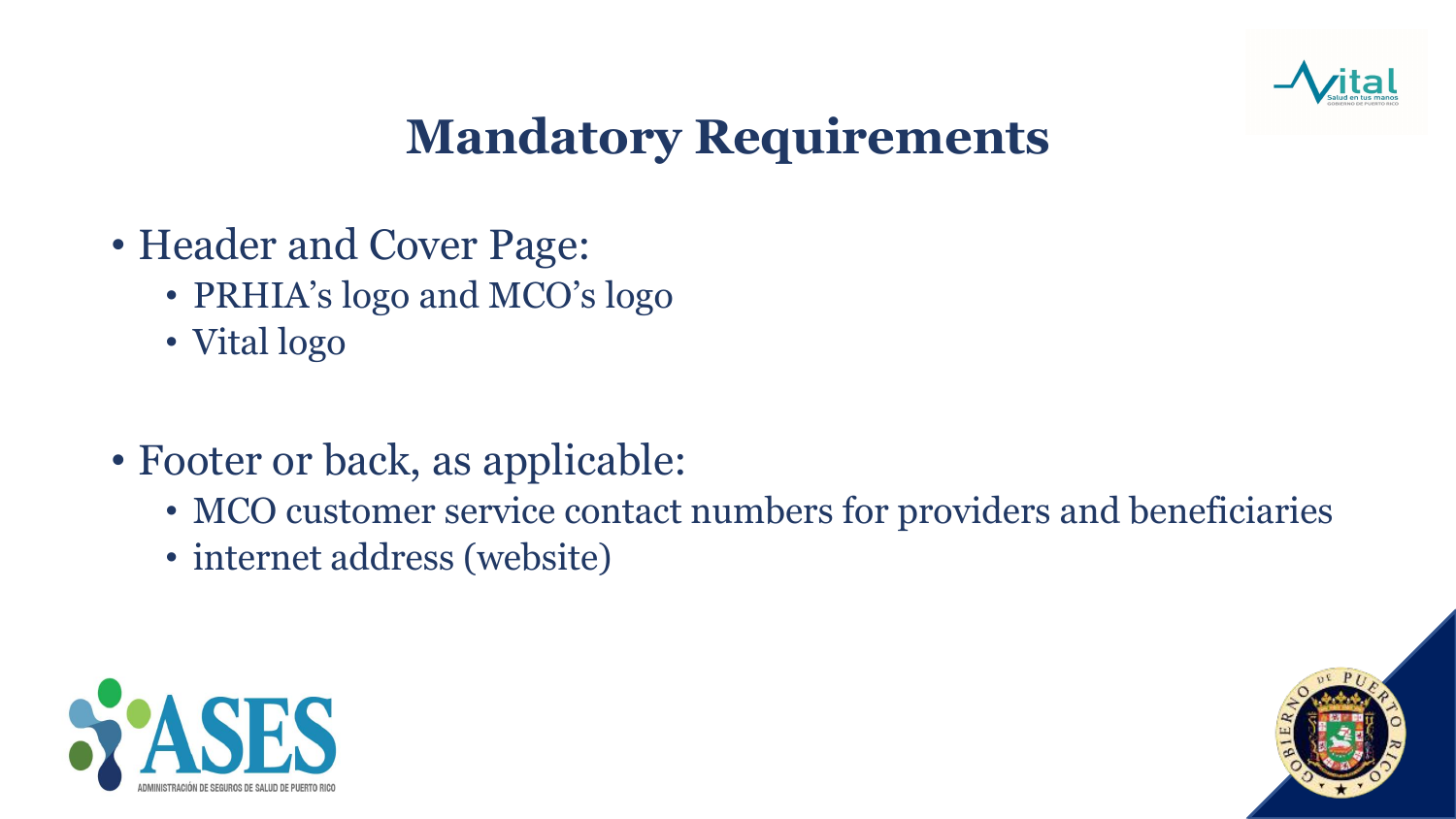# Mandatory Requirements

- Header and Cover Page:
  - PRHIA's logo and MCO's logo
  - Vital logo

- Footer or back, as applicable:
  - MCO customer service contact numbers for providers and beneficiaries
  - internet address (website)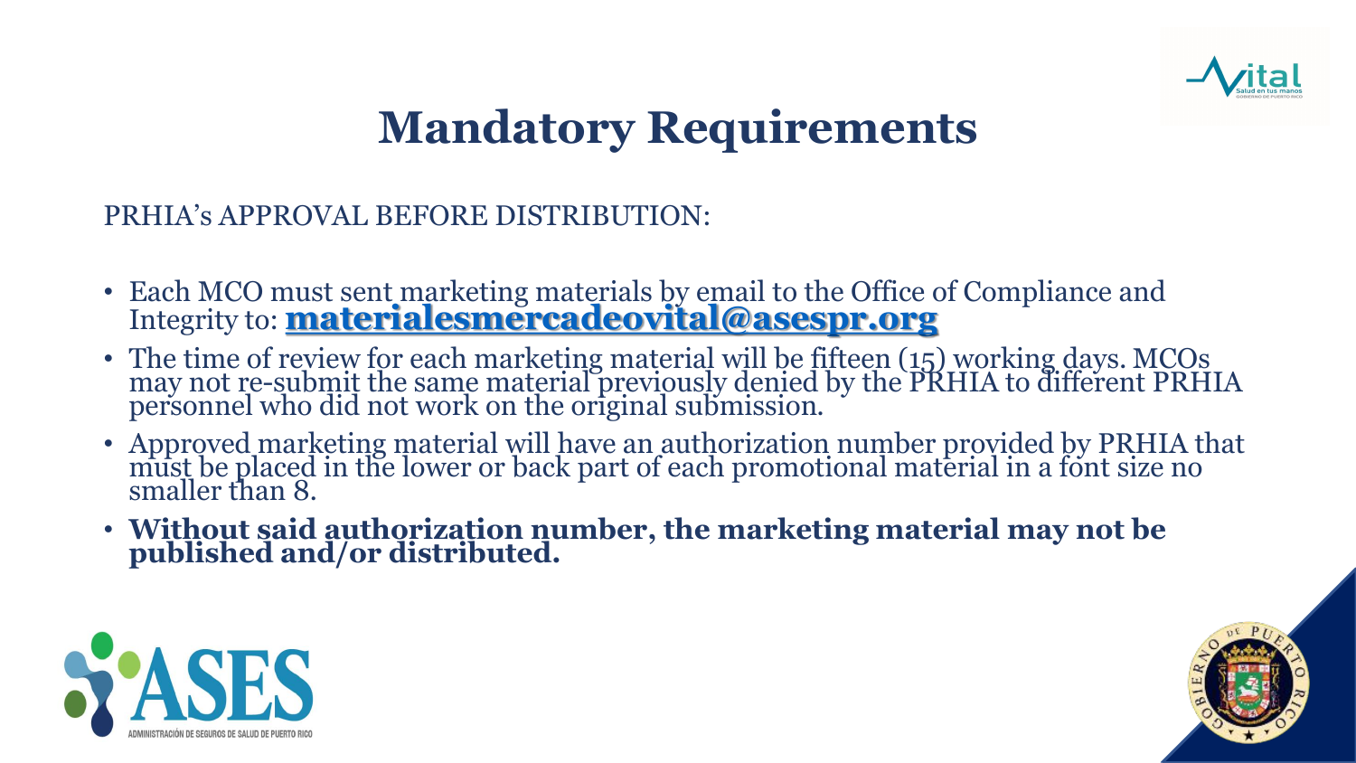# Mandatory Requirements

PRHIA's APPROVAL BEFORE DISTRIBUTION:

- Each MCO must sent marketing materials by email to the Office of Compliance and Integrity to: **materialesmercadeovital@asespr.org**
- The time of review for each marketing material will be fifteen (15) working days. MCOs may not re-submit the same material previously denied by the PRHIA to different PRHIA personnel who did not work on the original submission.
- Approved marketing material will have an authorization number provided by PRHIA that must be placed in the lower or back part of each promotional material in a font size no smaller than 8.
- **Without said authorization number, the marketing material may not be published and/or distributed.**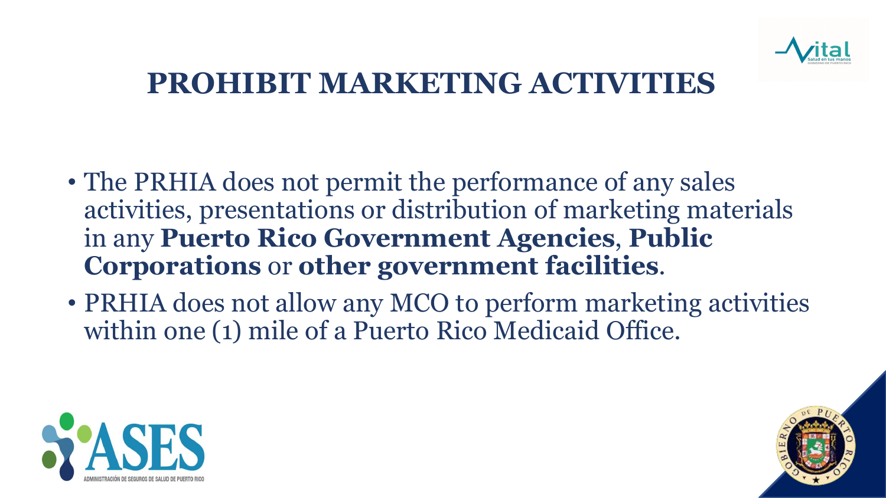# PROHIBIT MARKETING ACTIVITIES

- The PRHIA does not permit the performance of any sales activities, presentations or distribution of marketing materials in any **Puerto Rico Government Agencies**, **Public Corporations** or **other government facilities**.
- PRHIA does not allow any MCO to perform marketing activities within one (1) mile of a Puerto Rico Medicaid Office.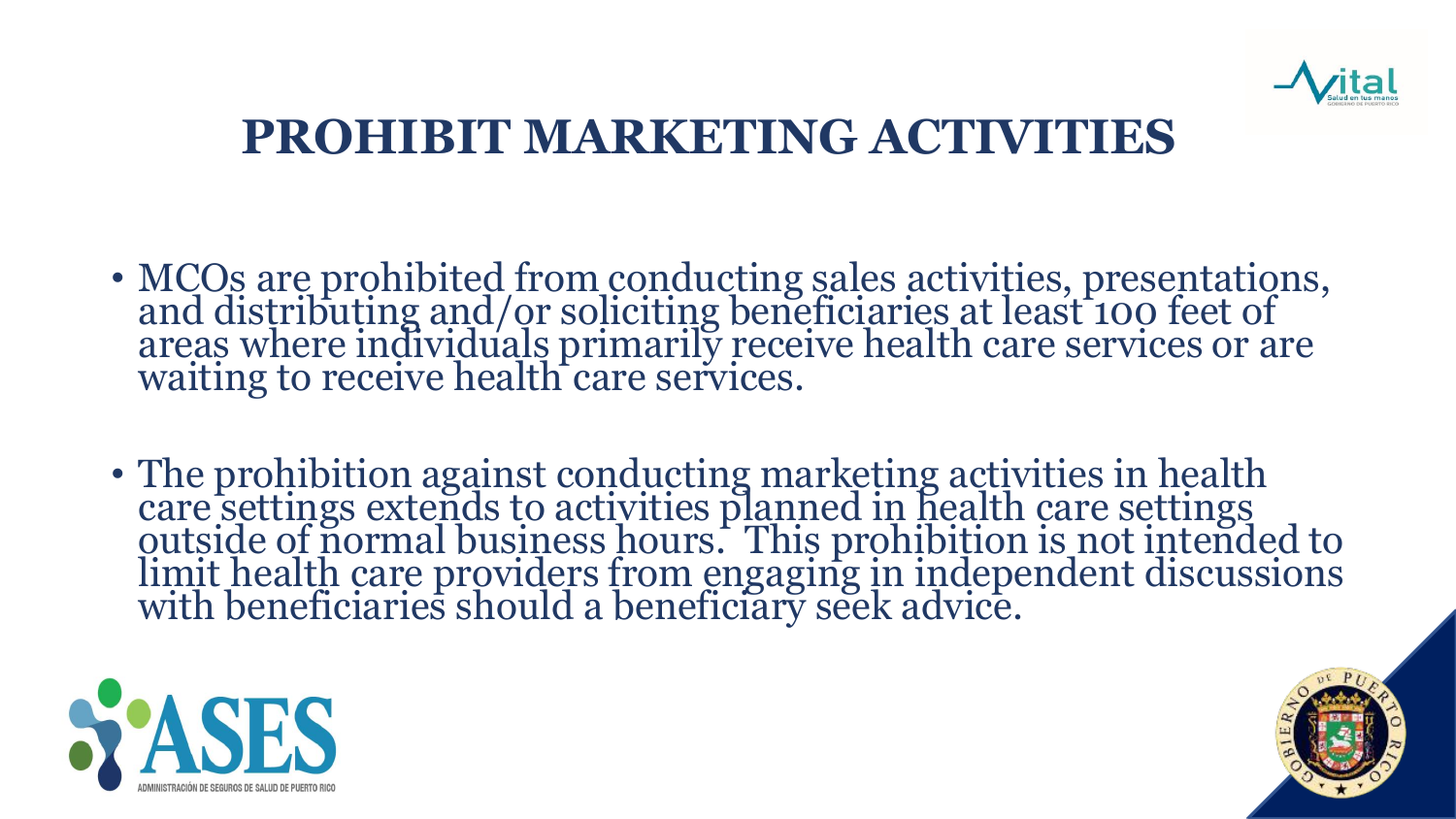# PROHIBIT MARKETING ACTIVITIES

- MCOs are prohibited from conducting sales activities, presentations, and distributing and/or soliciting beneficiaries at least 100 feet of areas where individuals primarily receive health care services or are waiting to receive health care services.

- The prohibition against conducting marketing activities in health care settings extends to activities planned in health care settings outside of normal business hours. This prohibition is not intended to limit health care providers from engaging in independent discussions with beneficiaries should a beneficiary seek advice.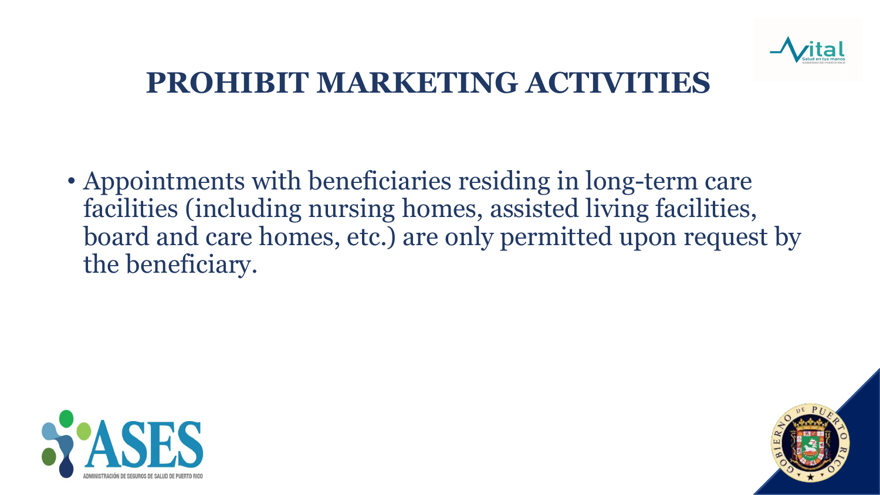# PROHIBIT MARKETING ACTIVITIES

- Appointments with beneficiaries residing in long-term care facilities (including nursing homes, assisted living facilities, board and care homes, etc.) are only permitted upon request by the beneficiary.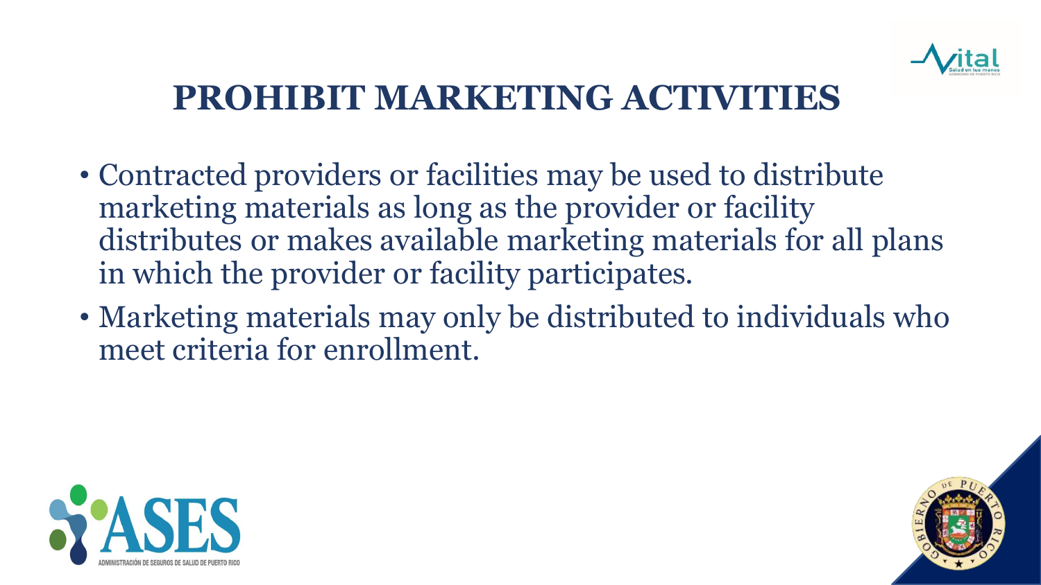# PROHIBIT MARKETING ACTIVITIES

- Contracted providers or facilities may be used to distribute marketing materials as long as the provider or facility distributes or makes available marketing materials for all plans in which the provider or facility participates.
- Marketing materials may only be distributed to individuals who meet criteria for enrollment.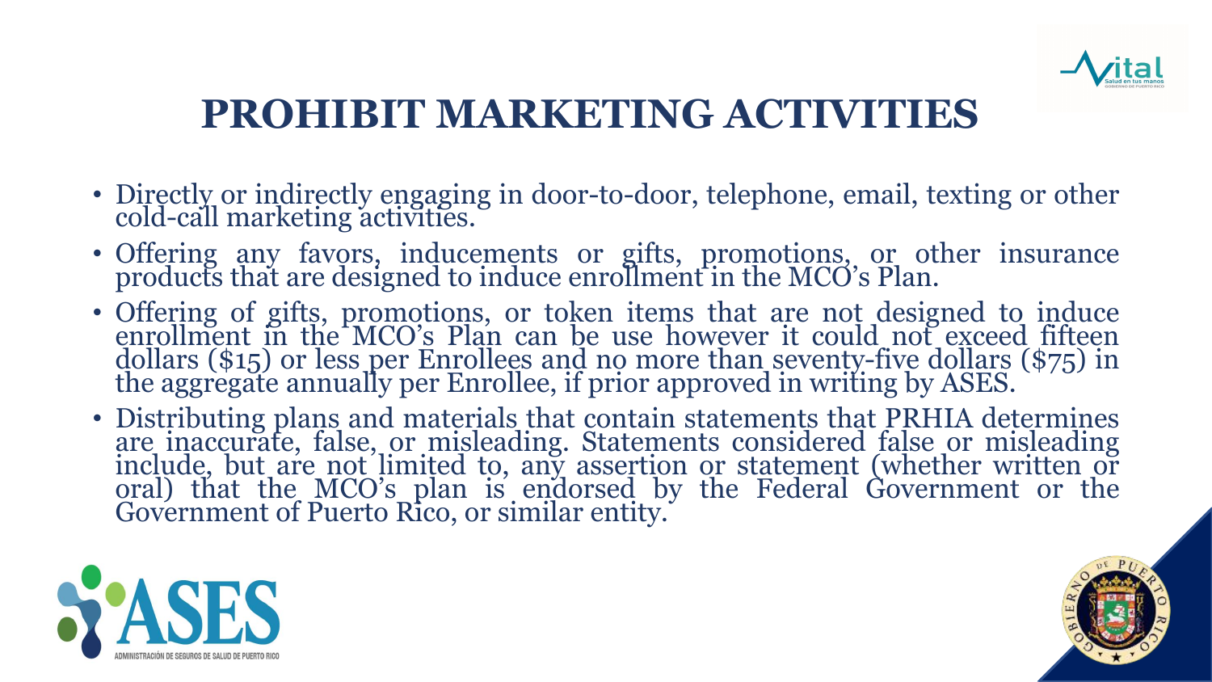# PROHIBIT MARKETING ACTIVITIES

- Directly or indirectly engaging in door-to-door, telephone, email, texting or other cold-call marketing activities.
- Offering any favors, inducements or gifts, promotions, or other insurance products that are designed to induce enrollment in the MCO's Plan.
- Offering of gifts, promotions, or token items that are not designed to induce enrollment in the MCO's Plan can be use however it could not exceed fifteen dollars ($15) or less per Enrollees and no more than seventy-five dollars ($75) in the aggregate annually per Enrollee, if prior approved in writing by ASES.
- Distributing plans and materials that contain statements that PRHIA determines are inaccurate, false, or misleading. Statements considered false or misleading include, but are not limited to, any assertion or statement (whether written or oral) that the MCO's plan is endorsed by the Federal Government or the Government of Puerto Rico, or similar entity.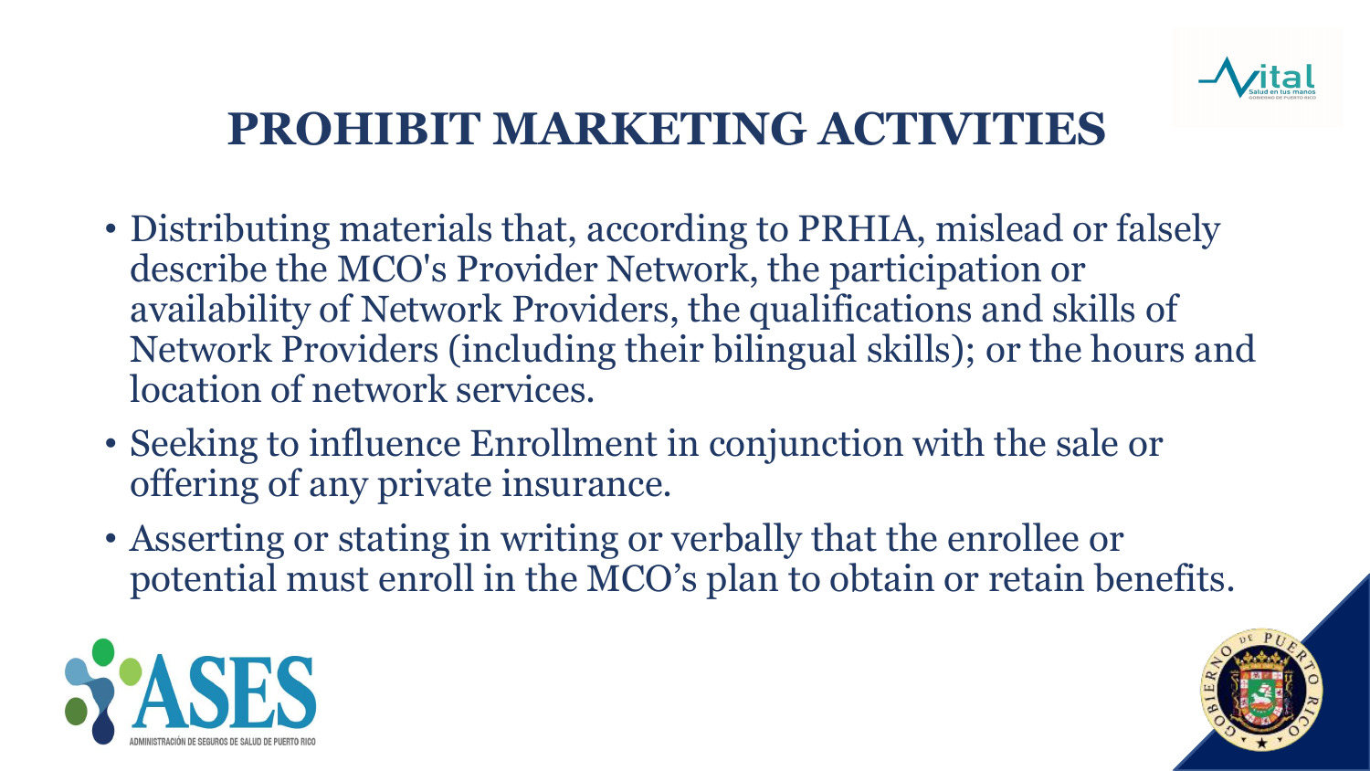# PROHIBIT MARKETING ACTIVITIES

- Distributing materials that, according to PRHIA, mislead or falsely describe the MCO's Provider Network, the participation or availability of Network Providers, the qualifications and skills of Network Providers (including their bilingual skills); or the hours and location of network services.
- Seeking to influence Enrollment in conjunction with the sale or offering of any private insurance.
- Asserting or stating in writing or verbally that the enrollee or potential must enroll in the MCO's plan to obtain or retain benefits.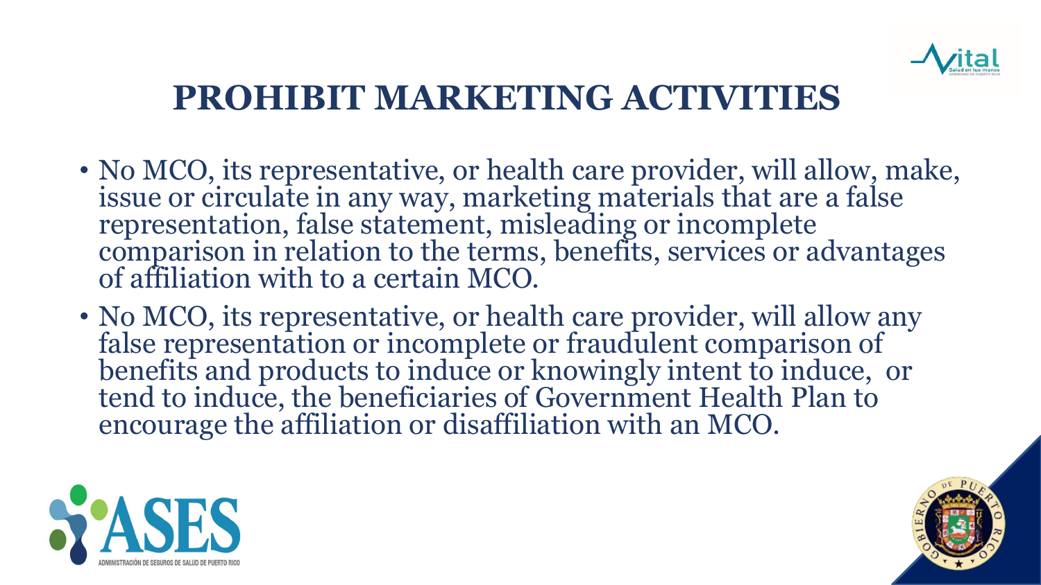# PROHIBIT MARKETING ACTIVITIES

- No MCO, its representative, or health care provider, will allow, make, issue or circulate in any way, marketing materials that are a false representation, false statement, misleading or incomplete comparison in relation to the terms, benefits, services or advantages of affiliation with to a certain MCO.
- No MCO, its representative, or health care provider, will allow any false representation or incomplete or fraudulent comparison of benefits and products to induce or knowingly intent to induce, or tend to induce, the beneficiaries of Government Health Plan to encourage the affiliation or disaffiliation with an MCO.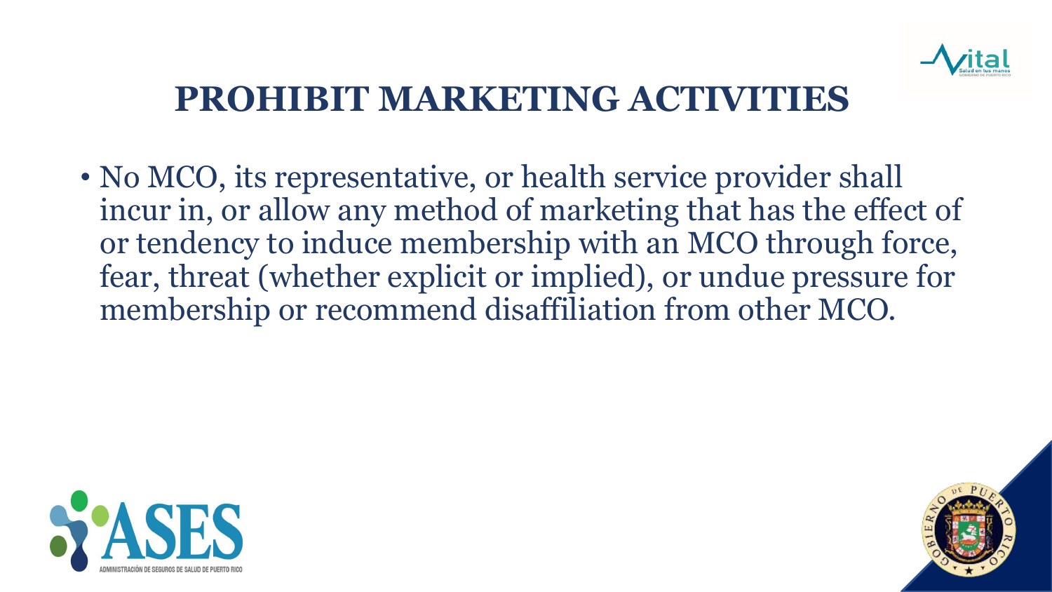# PROHIBIT MARKETING ACTIVITIES

- No MCO, its representative, or health service provider shall incur in, or allow any method of marketing that has the effect of or tendency to induce membership with an MCO through force, fear, threat (whether explicit or implied), or undue pressure for membership or recommend disaffiliation from other MCO.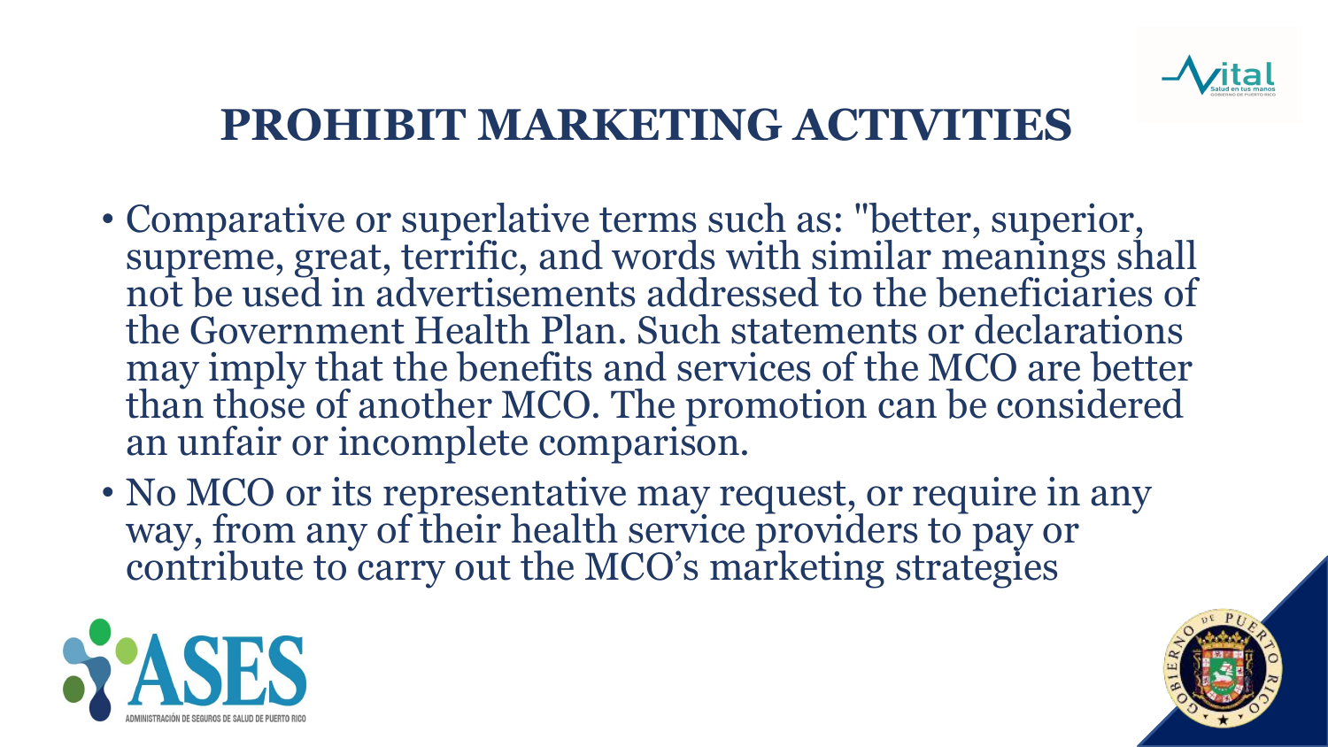# PROHIBIT MARKETING ACTIVITIES

- Comparative or superlative terms such as: "better, superior, supreme, great, terrific, and words with similar meanings shall not be used in advertisements addressed to the beneficiaries of the Government Health Plan. Such statements or declarations may imply that the benefits and services of the MCO are better than those of another MCO. The promotion can be considered an unfair or incomplete comparison.
- No MCO or its representative may request, or require in any way, from any of their health service providers to pay or contribute to carry out the MCO's marketing strategies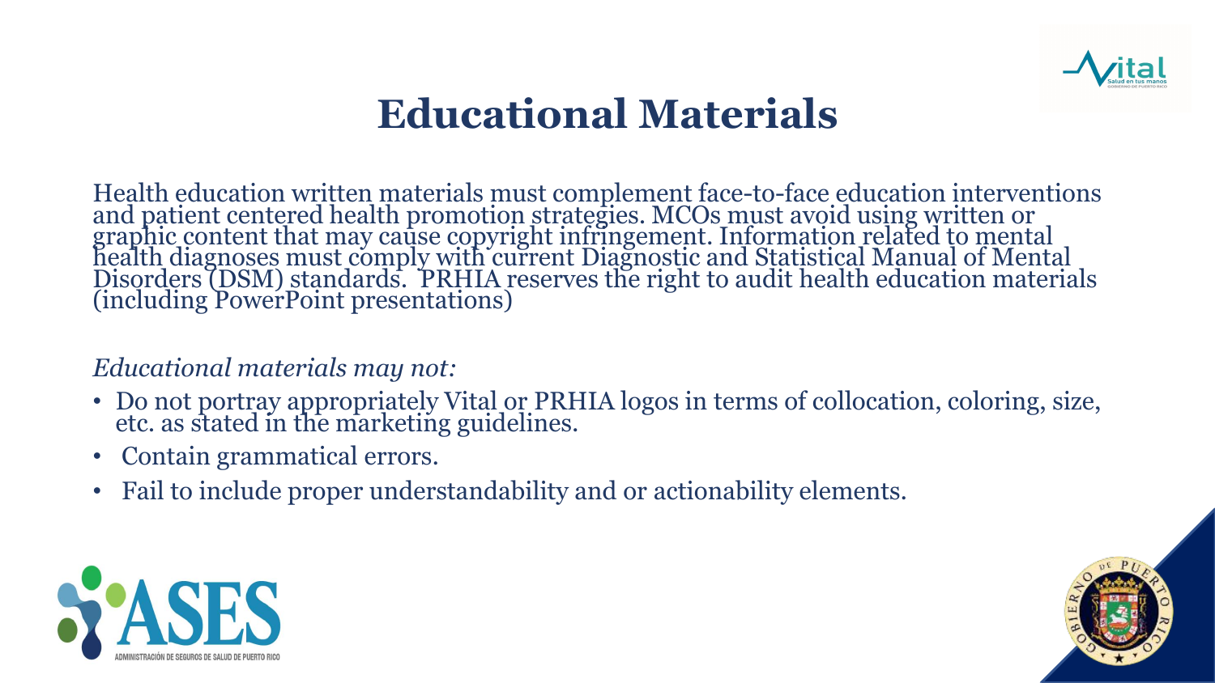# Educational Materials

Health education written materials must complement face-to-face education interventions and patient centered health promotion strategies. MCOs must avoid using written or graphic content that may cause copyright infringement. Information related to mental health diagnoses must comply with current Diagnostic and Statistical Manual of Mental Disorders (DSM) standards. PRHIA reserves the right to audit health education materials (including PowerPoint presentations)

*Educational materials may not:*

- Do not portray appropriately Vital or PRHIA logos in terms of collocation, coloring, size, etc. as stated in the marketing guidelines.
- Contain grammatical errors.
- Fail to include proper understandability and or actionability elements.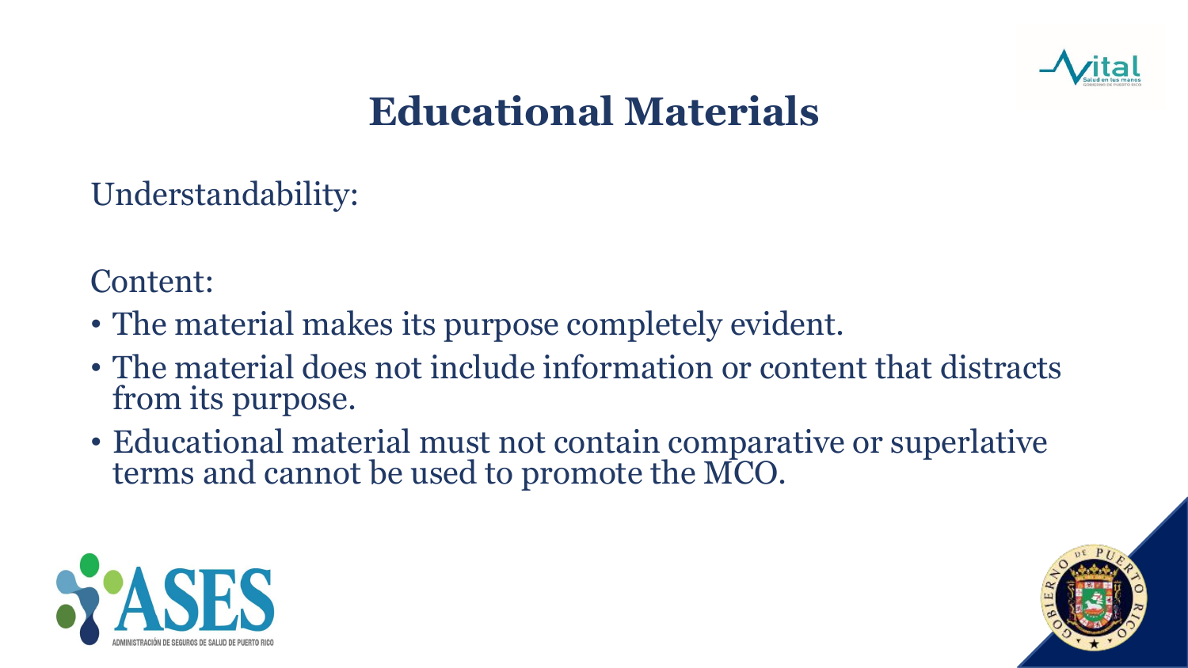# Educational Materials

Understandability:

Content:

- The material makes its purpose completely evident.
- The material does not include information or content that distracts from its purpose.
- Educational material must not contain comparative or superlative terms and cannot be used to promote the MCO.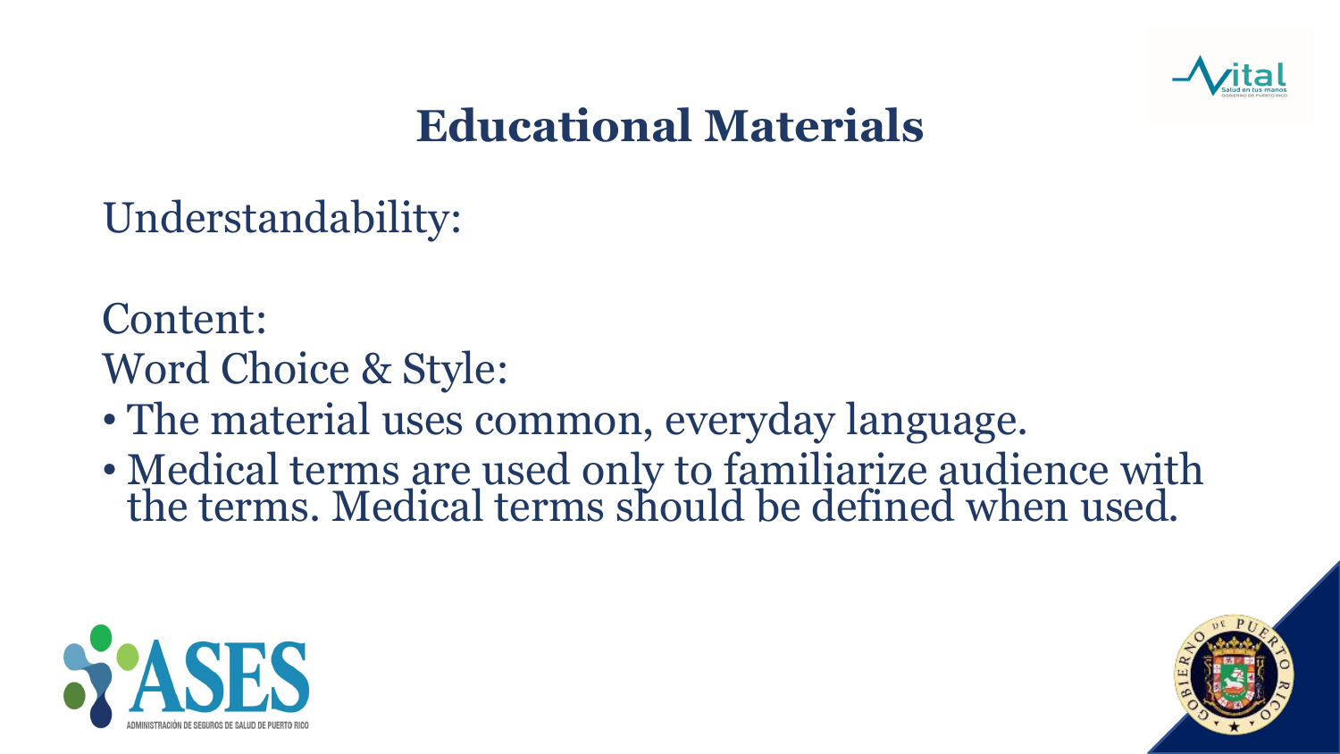# Educational Materials

Understandability:

Content:

Word Choice & Style:

- The material uses common, everyday language.
- Medical terms are used only to familiarize audience with the terms. Medical terms should be defined when used.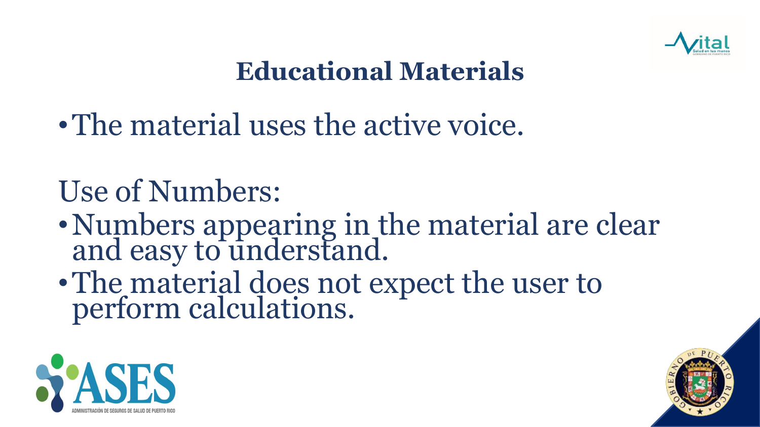# Educational Materials

- The material uses the active voice.

Use of Numbers:

- Numbers appearing in the material are clear and easy to understand.
- The material does not expect the user to perform calculations.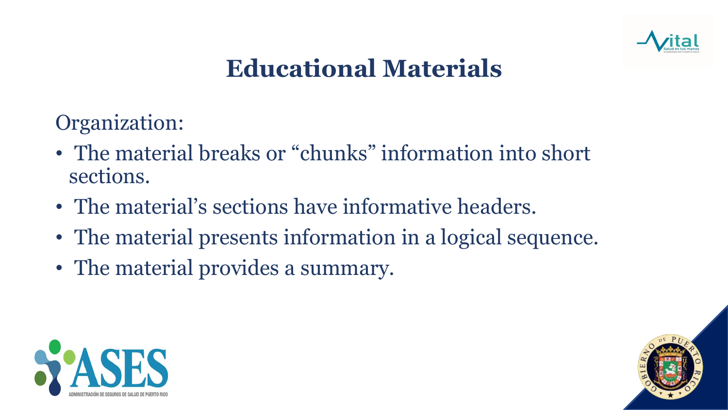# Educational Materials

Organization:

- The material breaks or “chunks” information into short sections.
- The material’s sections have informative headers.
- The material presents information in a logical sequence.
- The material provides a summary.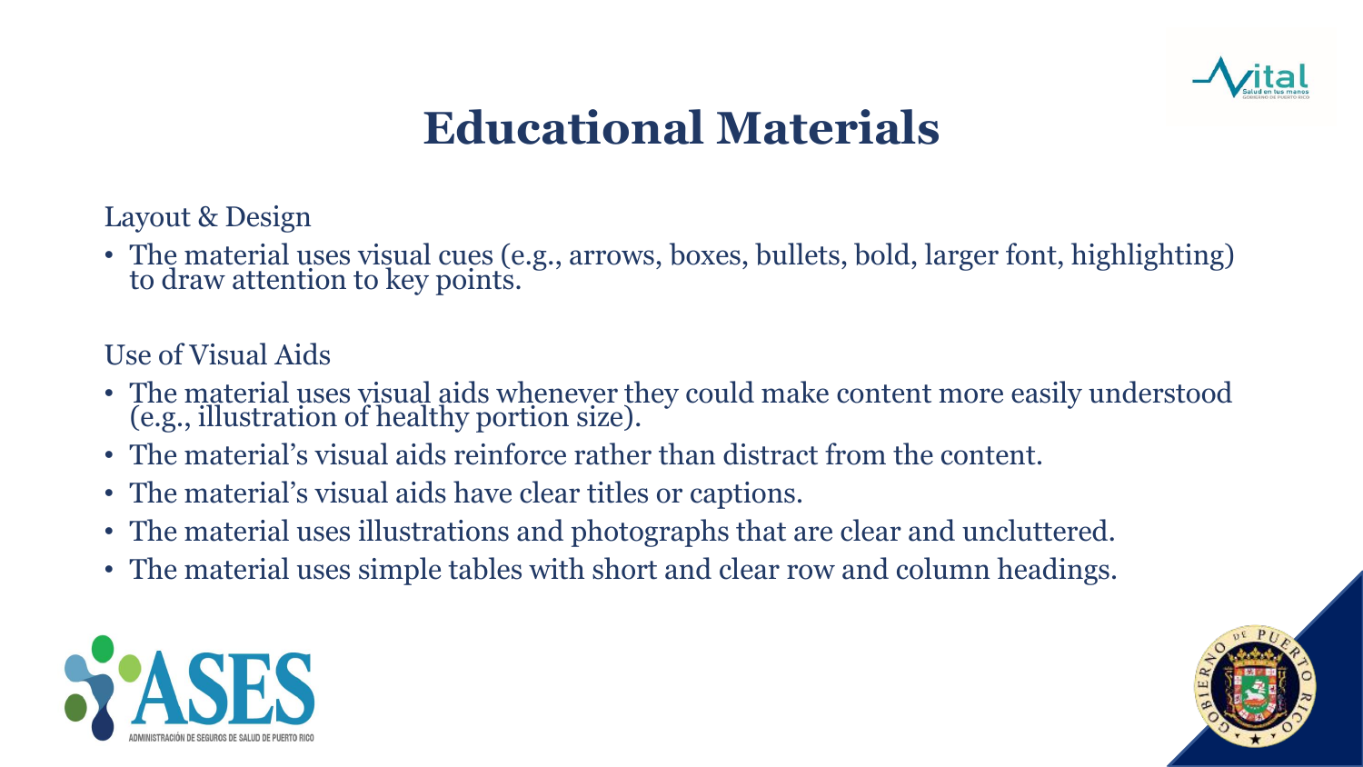# Educational Materials

Layout & Design

- The material uses visual cues (e.g., arrows, boxes, bullets, bold, larger font, highlighting) to draw attention to key points.

Use of Visual Aids

- The material uses visual aids whenever they could make content more easily understood (e.g., illustration of healthy portion size).
- The material's visual aids reinforce rather than distract from the content.
- The material's visual aids have clear titles or captions.
- The material uses illustrations and photographs that are clear and uncluttered.
- The material uses simple tables with short and clear row and column headings.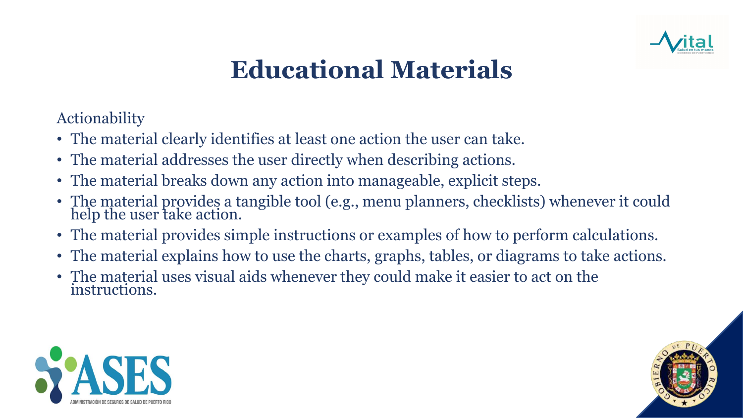# Educational Materials

Actionability

- The material clearly identifies at least one action the user can take.
- The material addresses the user directly when describing actions.
- The material breaks down any action into manageable, explicit steps.
- The material provides a tangible tool (e.g., menu planners, checklists) whenever it could help the user take action.
- The material provides simple instructions or examples of how to perform calculations.
- The material explains how to use the charts, graphs, tables, or diagrams to take actions.
- The material uses visual aids whenever they could make it easier to act on the instructions.